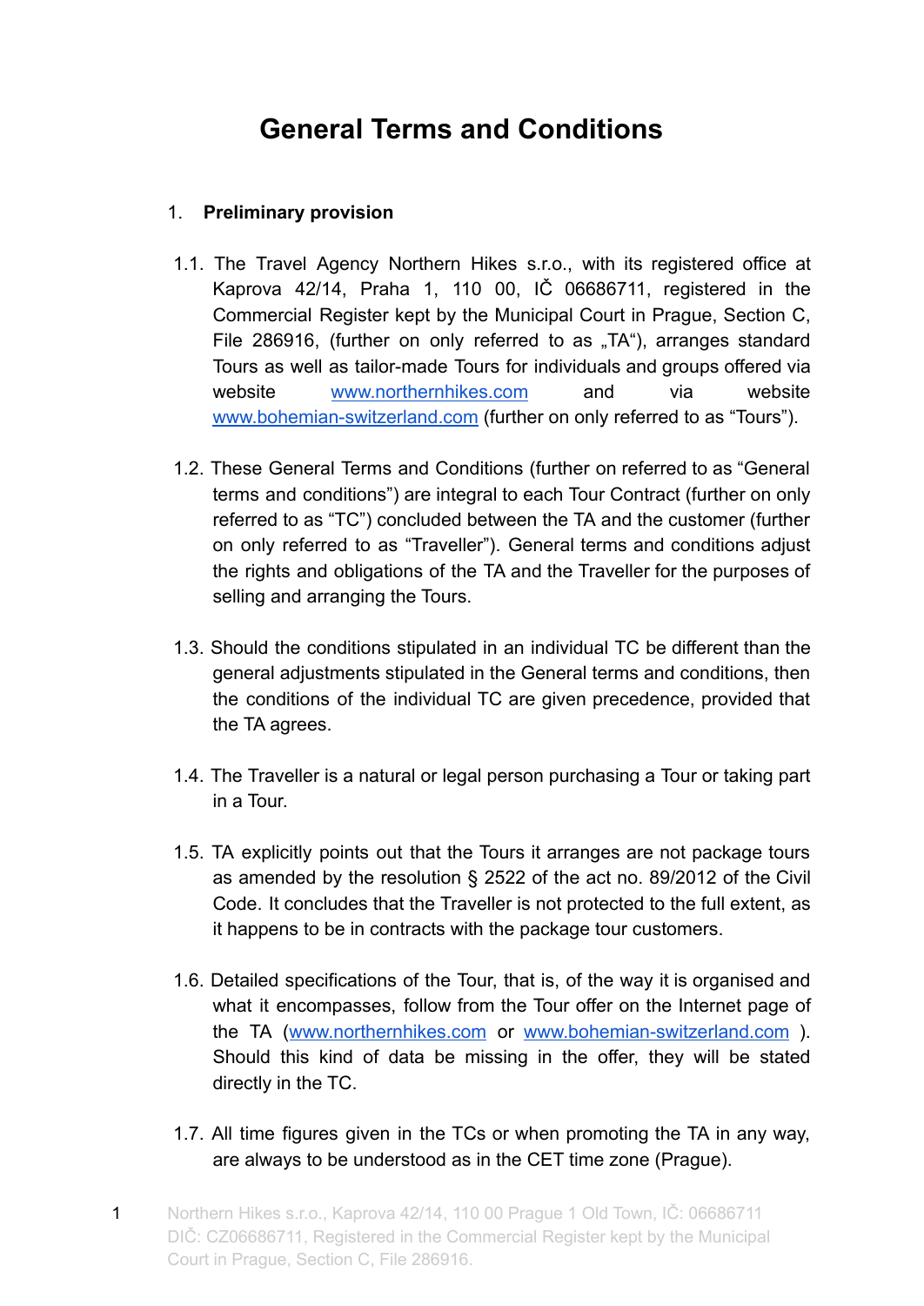# General Terms and Conditions

## 1. Preliminary provision

1.1. The Travel Agency Northern Hikes s.r.o., with its registered office at Kaprova 42/14, Praha 1, 110 00, IČ 06686711, registered in the Commercial Register kept by the Municipal Court in Prague, Section C, File 286916, (further on only referred to as „TA“), arranges standard Tours as well as tailor-made Tours for individuals and groups offered via website www.northernhikes.com and via website www.bohemian-switzerland.com (further on only referred to as “Tours”).

1.2. These General Terms and Conditions (further on referred to as “General terms and conditions”) are integral to each Tour Contract (further on only referred to as “TC”) concluded between the TA and the customer (further on only referred to as “Traveller”). General terms and conditions adjust the rights and obligations of the TA and the Traveller for the purposes of selling and arranging the Tours.

1.3. Should the conditions stipulated in an individual TC be different than the general adjustments stipulated in the General terms and conditions, then the conditions of the individual TC are given precedence, provided that the TA agrees.

1.4. The Traveller is a natural or legal person purchasing a Tour or taking part in a Tour.

1.5. TA explicitly points out that the Tours it arranges are not package tours as amended by the resolution § 2522 of the act no. 89/2012 of the Civil Code. It concludes that the Traveller is not protected to the full extent, as it happens to be in contracts with the package tour customers.

1.6. Detailed specifications of the Tour, that is, of the way it is organised and what it encompasses, follow from the Tour offer on the Internet page of the TA (www.northernhikes.com or www.bohemian-switzerland.com ). Should this kind of data be missing in the offer, they will be stated directly in the TC.

1.7. All time figures given in the TCs or when promoting the TA in any way, are always to be understood as in the CET time zone (Prague).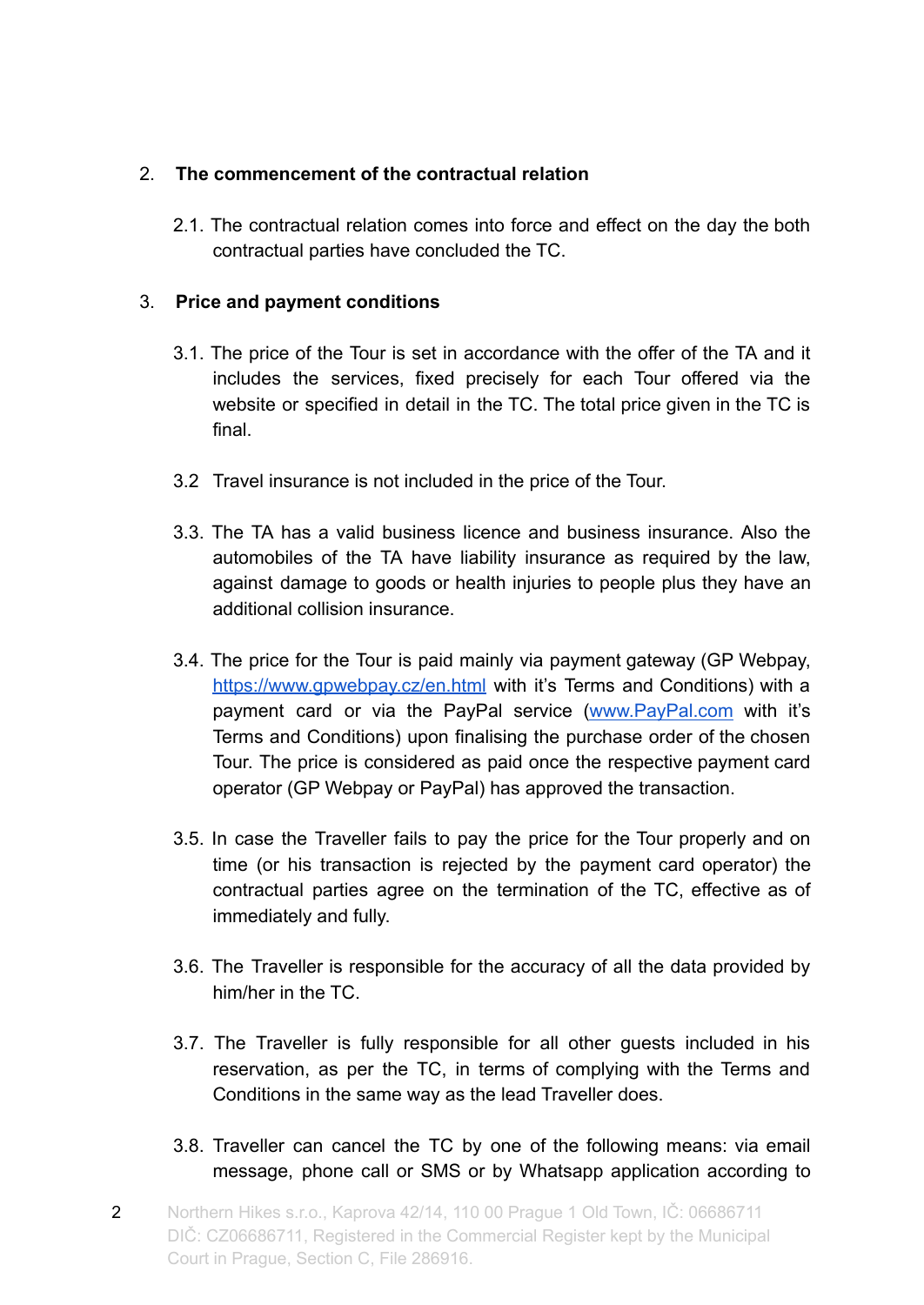2. **The commencement of the contractual relation**

   2.1. The contractual relation comes into force and effect on the day the both contractual parties have concluded the TC.

3. **Price and payment conditions**

   3.1. The price of the Tour is set in accordance with the offer of the TA and it includes the services, fixed precisely for each Tour offered via the website or specified in detail in the TC. The total price given in the TC is final.

   3.2 Travel insurance is not included in the price of the Tour.

   3.3. The TA has a valid business licence and business insurance. Also the automobiles of the TA have liability insurance as required by the law, against damage to goods or health injuries to people plus they have an additional collision insurance.

   3.4. The price for the Tour is paid mainly via payment gateway (GP Webpay, [https://www.gpwebpay.cz/en.html](https://www.gpwebpay.cz/en.html) with it's Terms and Conditions) with a payment card or via the PayPal service ([www.PayPal.com](http://www.PayPal.com) with it's Terms and Conditions) upon finalising the purchase order of the chosen Tour. The price is considered as paid once the respective payment card operator (GP Webpay or PayPal) has approved the transaction.

   3.5. In case the Traveller fails to pay the price for the Tour properly and on time (or his transaction is rejected by the payment card operator) the contractual parties agree on the termination of the TC, effective as of immediately and fully.

   3.6. The Traveller is responsible for the accuracy of all the data provided by him/her in the TC.

   3.7. The Traveller is fully responsible for all other guests included in his reservation, as per the TC, in terms of complying with the Terms and Conditions in the same way as the lead Traveller does.

   3.8. Traveller can cancel the TC by one of the following means: via email message, phone call or SMS or by Whatsapp application according to

Northern Hikes s.r.o., Kaprova 42/14, 110 00 Prague 1 Old Town, IČ: 06686711 DIČ: CZ06686711, Registered in the Commercial Register kept by the Municipal Court in Prague, Section C, File 286916.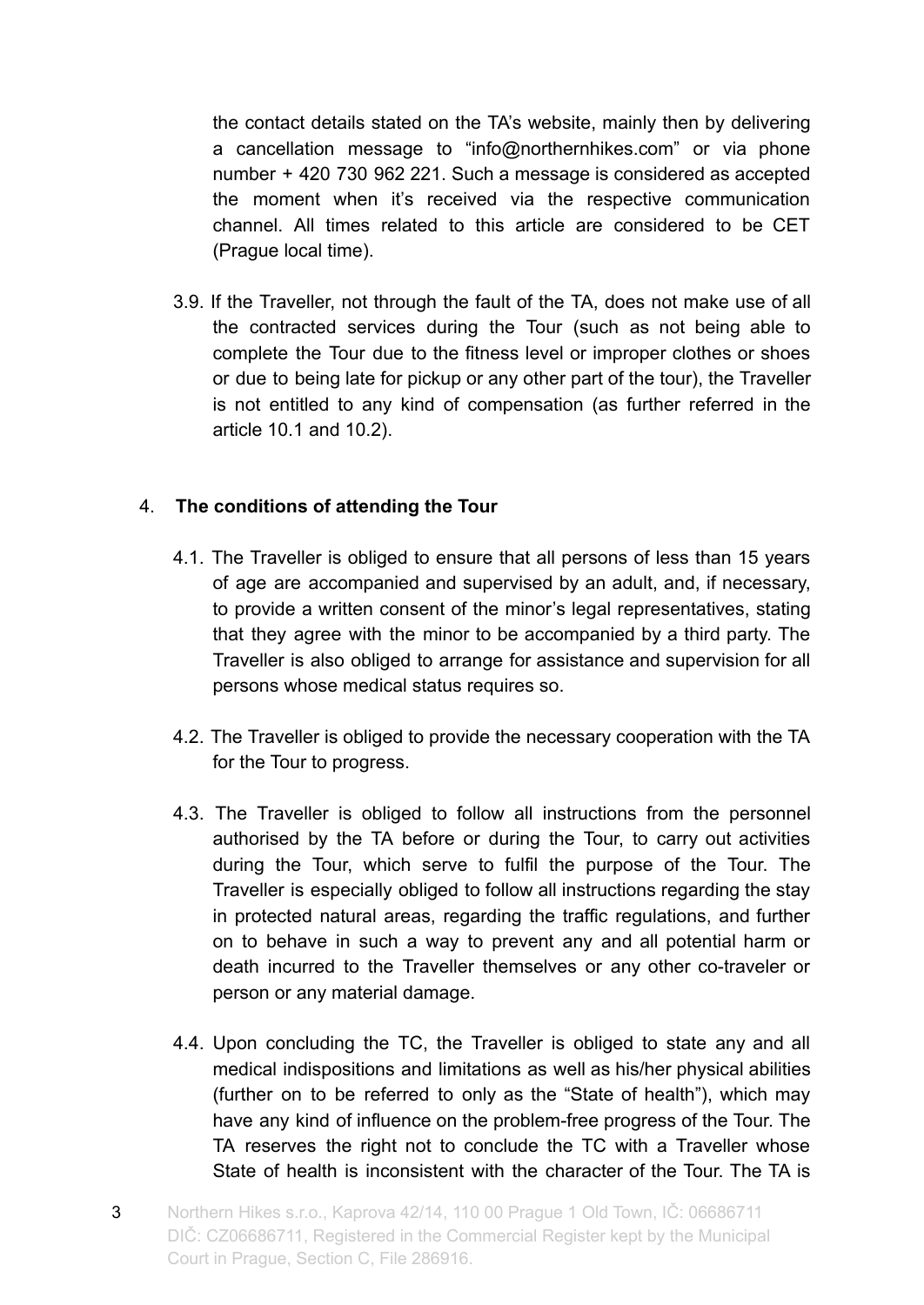the contact details stated on the TA's website, mainly then by delivering a cancellation message to "info@northernhikes.com" or via phone number + 420 730 962 221. Such a message is considered as accepted the moment when it's received via the respective communication channel. All times related to this article are considered to be CET (Prague local time).

3.9. If the Traveller, not through the fault of the TA, does not make use of all the contracted services during the Tour (such as not being able to complete the Tour due to the fitness level or improper clothes or shoes or due to being late for pickup or any other part of the tour), the Traveller is not entitled to any kind of compensation (as further referred in the article 10.1 and 10.2).

## 4. The conditions of attending the Tour

4.1. The Traveller is obliged to ensure that all persons of less than 15 years of age are accompanied and supervised by an adult, and, if necessary, to provide a written consent of the minor's legal representatives, stating that they agree with the minor to be accompanied by a third party. The Traveller is also obliged to arrange for assistance and supervision for all persons whose medical status requires so.

4.2. The Traveller is obliged to provide the necessary cooperation with the TA for the Tour to progress.

4.3. The Traveller is obliged to follow all instructions from the personnel authorised by the TA before or during the Tour, to carry out activities during the Tour, which serve to fulfil the purpose of the Tour. The Traveller is especially obliged to follow all instructions regarding the stay in protected natural areas, regarding the traffic regulations, and further on to behave in such a way to prevent any and all potential harm or death incurred to the Traveller themselves or any other co-traveler or person or any material damage.

4.4. Upon concluding the TC, the Traveller is obliged to state any and all medical indispositions and limitations as well as his/her physical abilities (further on to be referred to only as the "State of health"), which may have any kind of influence on the problem-free progress of the Tour. The TA reserves the right not to conclude the TC with a Traveller whose State of health is inconsistent with the character of the Tour. The TA is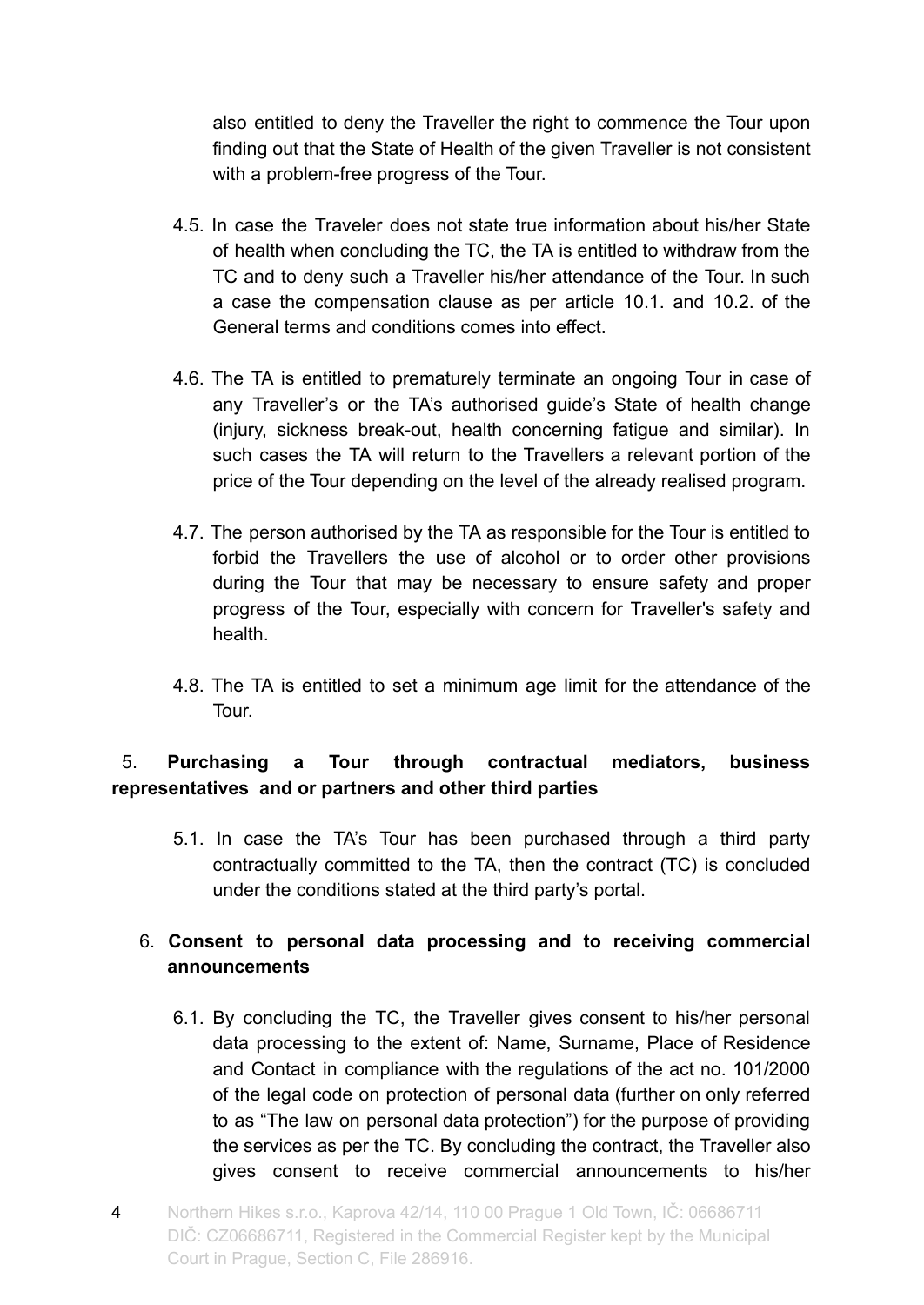also entitled to deny the Traveller the right to commence the Tour upon finding out that the State of Health of the given Traveller is not consistent with a problem-free progress of the Tour.

4.5. In case the Traveler does not state true information about his/her State of health when concluding the TC, the TA is entitled to withdraw from the TC and to deny such a Traveller his/her attendance of the Tour. In such a case the compensation clause as per article 10.1. and 10.2. of the General terms and conditions comes into effect.

4.6. The TA is entitled to prematurely terminate an ongoing Tour in case of any Traveller's or the TA's authorised guide's State of health change (injury, sickness break-out, health concerning fatigue and similar). In such cases the TA will return to the Travellers a relevant portion of the price of the Tour depending on the level of the already realised program.

4.7. The person authorised by the TA as responsible for the Tour is entitled to forbid the Travellers the use of alcohol or to order other provisions during the Tour that may be necessary to ensure safety and proper progress of the Tour, especially with concern for Traveller's safety and health.

4.8. The TA is entitled to set a minimum age limit for the attendance of the Tour.

## 5. Purchasing a Tour through contractual mediators, business representatives and or partners and other third parties

5.1. In case the TA's Tour has been purchased through a third party contractually committed to the TA, then the contract (TC) is concluded under the conditions stated at the third party's portal.

## 6. Consent to personal data processing and to receiving commercial announcements

6.1. By concluding the TC, the Traveller gives consent to his/her personal data processing to the extent of: Name, Surname, Place of Residence and Contact in compliance with the regulations of the act no. 101/2000 of the legal code on protection of personal data (further on only referred to as "The law on personal data protection") for the purpose of providing the services as per the TC. By concluding the contract, the Traveller also gives consent to receive commercial announcements to his/her

Northern Hikes s.r.o., Kaprova 42/14, 110 00 Prague 1 Old Town, IČ: 06686711 DIČ: CZ06686711, Registered in the Commercial Register kept by the Municipal Court in Prague, Section C, File 286916.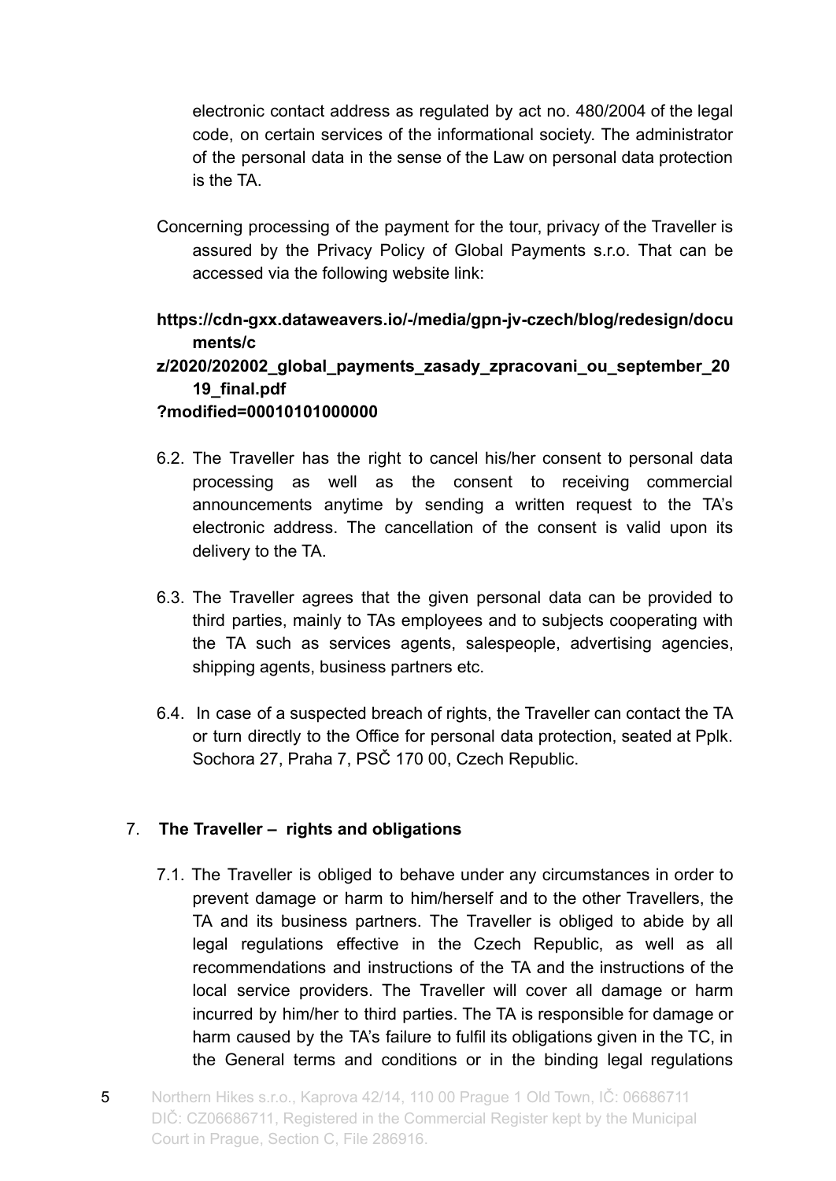electronic contact address as regulated by act no. 480/2004 of the legal code, on certain services of the informational society. The administrator of the personal data in the sense of the Law on personal data protection is the TA.

Concerning processing of the payment for the tour, privacy of the Traveller is assured by the Privacy Policy of Global Payments s.r.o. That can be accessed via the following website link:

**https://cdn-gxx.dataweavers.io/-/media/gpn-jv-czech/blog/redesign/documents/cz/2020/202002_global_payments_zasady_zpracovani_ou_september_2019_final.pdf?modified=00010101000000**

6.2. The Traveller has the right to cancel his/her consent to personal data processing as well as the consent to receiving commercial announcements anytime by sending a written request to the TA's electronic address. The cancellation of the consent is valid upon its delivery to the TA.

6.3. The Traveller agrees that the given personal data can be provided to third parties, mainly to TAs employees and to subjects cooperating with the TA such as services agents, salespeople, advertising agencies, shipping agents, business partners etc.

6.4. In case of a suspected breach of rights, the Traveller can contact the TA or turn directly to the Office for personal data protection, seated at Pplk. Sochora 27, Praha 7, PSČ 170 00, Czech Republic.

## 7. The Traveller – rights and obligations

7.1. The Traveller is obliged to behave under any circumstances in order to prevent damage or harm to him/herself and to the other Travellers, the TA and its business partners. The Traveller is obliged to abide by all legal regulations effective in the Czech Republic, as well as all recommendations and instructions of the TA and the instructions of the local service providers. The Traveller will cover all damage or harm incurred by him/her to third parties. The TA is responsible for damage or harm caused by the TA's failure to fulfil its obligations given in the TC, in the General terms and conditions or in the binding legal regulations

Northern Hikes s.r.o., Kaprova 42/14, 110 00 Prague 1 Old Town, IČ: 06686711 DIČ: CZ06686711, Registered in the Commercial Register kept by the Municipal Court in Prague, Section C, File 286916.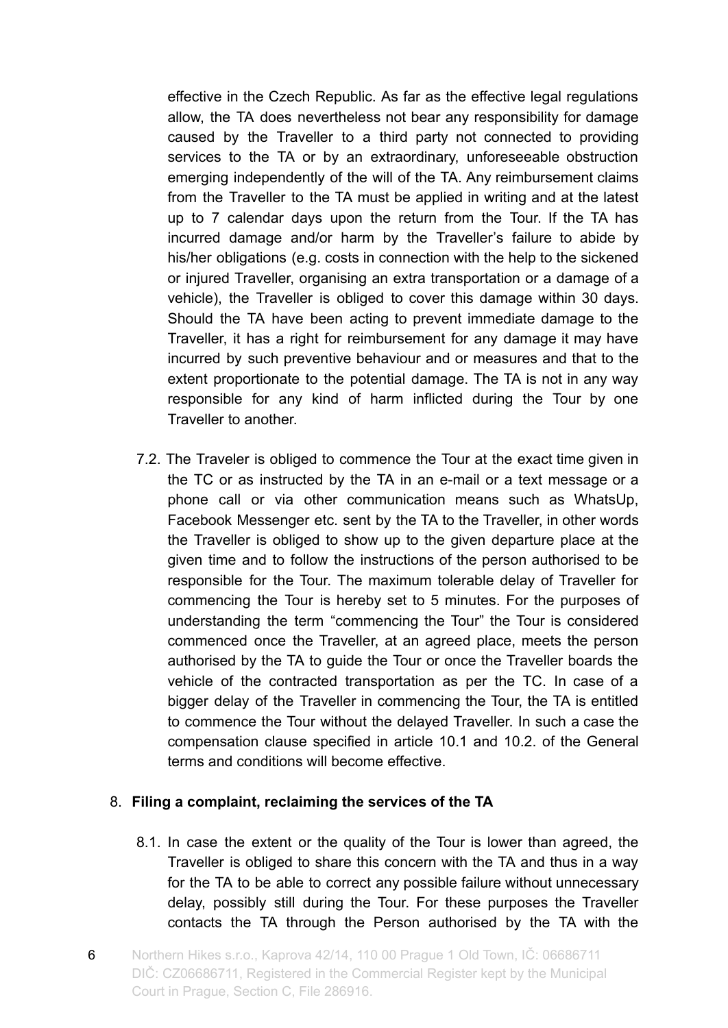effective in the Czech Republic. As far as the effective legal regulations allow, the TA does nevertheless not bear any responsibility for damage caused by the Traveller to a third party not connected to providing services to the TA or by an extraordinary, unforeseeable obstruction emerging independently of the will of the TA. Any reimbursement claims from the Traveller to the TA must be applied in writing and at the latest up to 7 calendar days upon the return from the Tour. If the TA has incurred damage and/or harm by the Traveller's failure to abide by his/her obligations (e.g. costs in connection with the help to the sickened or injured Traveller, organising an extra transportation or a damage of a vehicle), the Traveller is obliged to cover this damage within 30 days. Should the TA have been acting to prevent immediate damage to the Traveller, it has a right for reimbursement for any damage it may have incurred by such preventive behaviour and or measures and that to the extent proportionate to the potential damage. The TA is not in any way responsible for any kind of harm inflicted during the Tour by one Traveller to another.

7.2. The Traveler is obliged to commence the Tour at the exact time given in the TC or as instructed by the TA in an e-mail or a text message or a phone call or via other communication means such as WhatsUp, Facebook Messenger etc. sent by the TA to the Traveller, in other words the Traveller is obliged to show up to the given departure place at the given time and to follow the instructions of the person authorised to be responsible for the Tour. The maximum tolerable delay of Traveller for commencing the Tour is hereby set to 5 minutes. For the purposes of understanding the term "commencing the Tour" the Tour is considered commenced once the Traveller, at an agreed place, meets the person authorised by the TA to guide the Tour or once the Traveller boards the vehicle of the contracted transportation as per the TC. In case of a bigger delay of the Traveller in commencing the Tour, the TA is entitled to commence the Tour without the delayed Traveller. In such a case the compensation clause specified in article 10.1 and 10.2. of the General terms and conditions will become effective.

8. **Filing a complaint, reclaiming the services of the TA**

8.1. In case the extent or the quality of the Tour is lower than agreed, the Traveller is obliged to share this concern with the TA and thus in a way for the TA to be able to correct any possible failure without unnecessary delay, possibly still during the Tour. For these purposes the Traveller contacts the TA through the Person authorised by the TA with the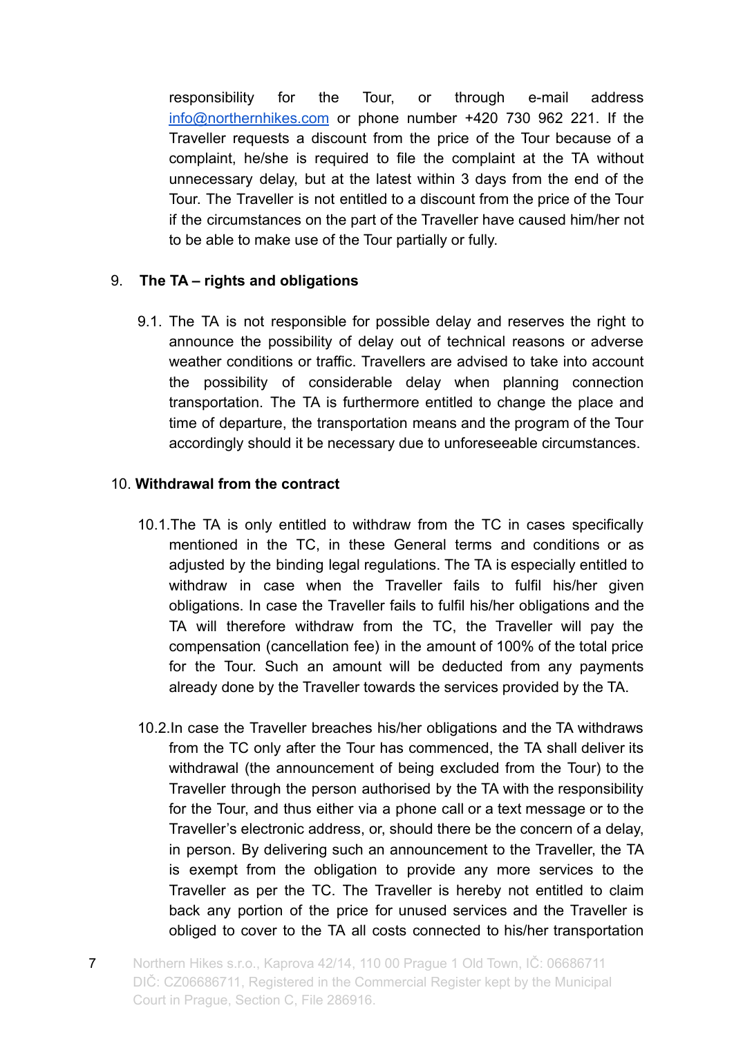responsibility for the Tour, or through e-mail address info@northernhikes.com or phone number +420 730 962 221. If the Traveller requests a discount from the price of the Tour because of a complaint, he/she is required to file the complaint at the TA without unnecessary delay, but at the latest within 3 days from the end of the Tour. The Traveller is not entitled to a discount from the price of the Tour if the circumstances on the part of the Traveller have caused him/her not to be able to make use of the Tour partially or fully.

## 9. The TA – rights and obligations

9.1. The TA is not responsible for possible delay and reserves the right to announce the possibility of delay out of technical reasons or adverse weather conditions or traffic. Travellers are advised to take into account the possibility of considerable delay when planning connection transportation. The TA is furthermore entitled to change the place and time of departure, the transportation means and the program of the Tour accordingly should it be necessary due to unforeseeable circumstances.

## 10. Withdrawal from the contract

10.1. The TA is only entitled to withdraw from the TC in cases specifically mentioned in the TC, in these General terms and conditions or as adjusted by the binding legal regulations. The TA is especially entitled to withdraw in case when the Traveller fails to fulfil his/her given obligations. In case the Traveller fails to fulfil his/her obligations and the TA will therefore withdraw from the TC, the Traveller will pay the compensation (cancellation fee) in the amount of 100% of the total price for the Tour. Such an amount will be deducted from any payments already done by the Traveller towards the services provided by the TA.

10.2. In case the Traveller breaches his/her obligations and the TA withdraws from the TC only after the Tour has commenced, the TA shall deliver its withdrawal (the announcement of being excluded from the Tour) to the Traveller through the person authorised by the TA with the responsibility for the Tour, and thus either via a phone call or a text message or to the Traveller's electronic address, or, should there be the concern of a delay, in person. By delivering such an announcement to the Traveller, the TA is exempt from the obligation to provide any more services to the Traveller as per the TC. The Traveller is hereby not entitled to claim back any portion of the price for unused services and the Traveller is obliged to cover to the TA all costs connected to his/her transportation

Northern Hikes s.r.o., Kaprova 42/14, 110 00 Prague 1 Old Town, IČ: 06686711 DIČ: CZ06686711, Registered in the Commercial Register kept by the Municipal Court in Prague, Section C, File 286916.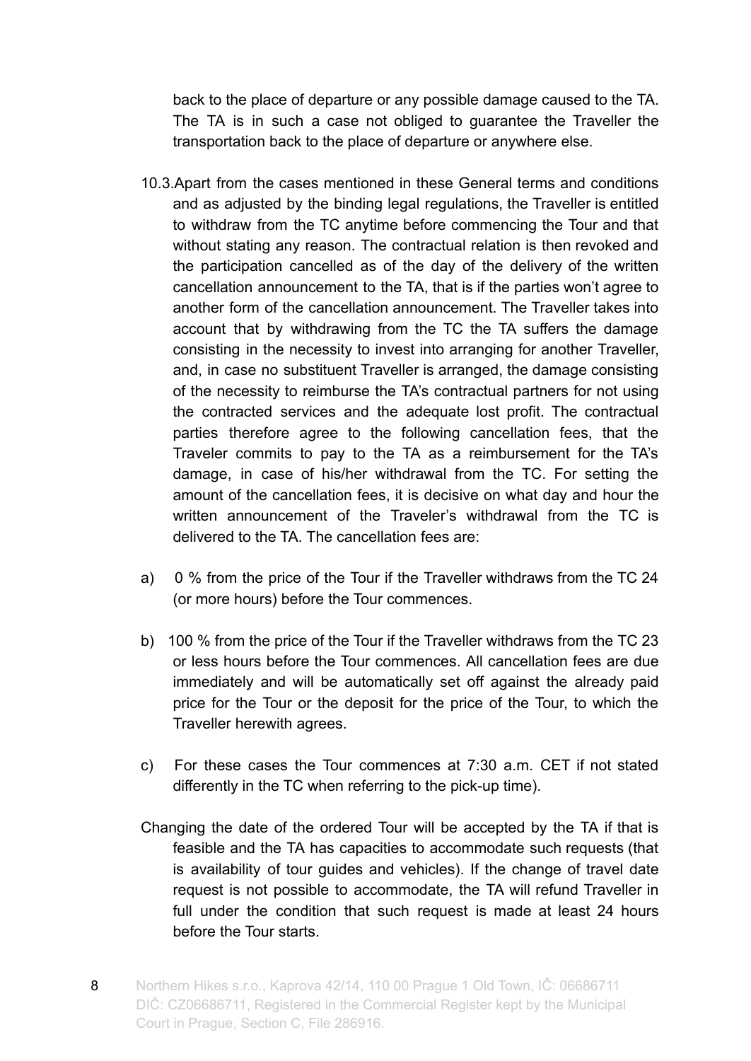back to the place of departure or any possible damage caused to the TA. The TA is in such a case not obliged to guarantee the Traveller the transportation back to the place of departure or anywhere else.

10.3.Apart from the cases mentioned in these General terms and conditions and as adjusted by the binding legal regulations, the Traveller is entitled to withdraw from the TC anytime before commencing the Tour and that without stating any reason. The contractual relation is then revoked and the participation cancelled as of the day of the delivery of the written cancellation announcement to the TA, that is if the parties won't agree to another form of the cancellation announcement. The Traveller takes into account that by withdrawing from the TC the TA suffers the damage consisting in the necessity to invest into arranging for another Traveller, and, in case no substituent Traveller is arranged, the damage consisting of the necessity to reimburse the TA's contractual partners for not using the contracted services and the adequate lost profit. The contractual parties therefore agree to the following cancellation fees, that the Traveler commits to pay to the TA as a reimbursement for the TA's damage, in case of his/her withdrawal from the TC. For setting the amount of the cancellation fees, it is decisive on what day and hour the written announcement of the Traveler's withdrawal from the TC is delivered to the TA. The cancellation fees are:

a) 0 % from the price of the Tour if the Traveller withdraws from the TC 24 (or more hours) before the Tour commences.

b) 100 % from the price of the Tour if the Traveller withdraws from the TC 23 or less hours before the Tour commences. All cancellation fees are due immediately and will be automatically set off against the already paid price for the Tour or the deposit for the price of the Tour, to which the Traveller herewith agrees.

c) For these cases the Tour commences at 7:30 a.m. CET if not stated differently in the TC when referring to the pick-up time).

Changing the date of the ordered Tour will be accepted by the TA if that is feasible and the TA has capacities to accommodate such requests (that is availability of tour guides and vehicles). If the change of travel date request is not possible to accommodate, the TA will refund Traveller in full under the condition that such request is made at least 24 hours before the Tour starts.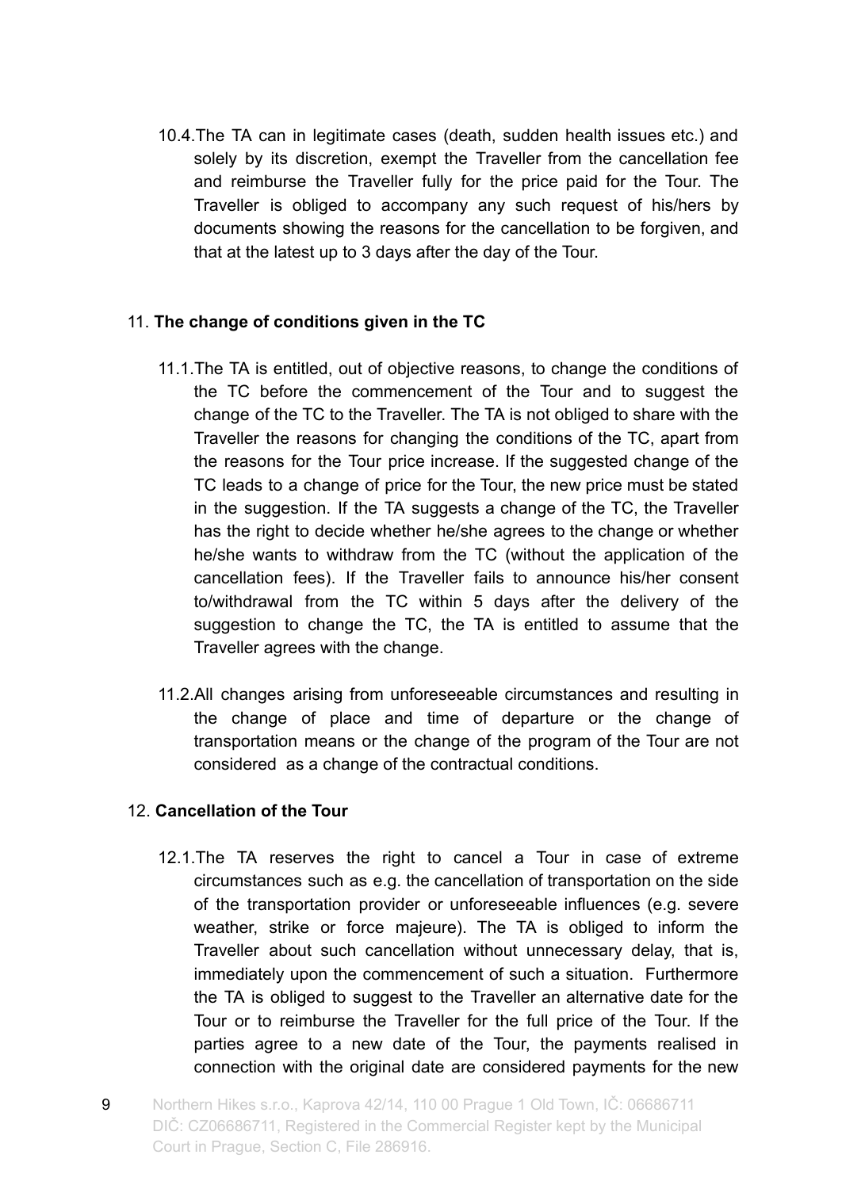10.4. The TA can in legitimate cases (death, sudden health issues etc.) and solely by its discretion, exempt the Traveller from the cancellation fee and reimburse the Traveller fully for the price paid for the Tour. The Traveller is obliged to accompany any such request of his/hers by documents showing the reasons for the cancellation to be forgiven, and that at the latest up to 3 days after the day of the Tour.

## 11. **The change of conditions given in the TC**

11.1. The TA is entitled, out of objective reasons, to change the conditions of the TC before the commencement of the Tour and to suggest the change of the TC to the Traveller. The TA is not obliged to share with the Traveller the reasons for changing the conditions of the TC, apart from the reasons for the Tour price increase. If the suggested change of the TC leads to a change of price for the Tour, the new price must be stated in the suggestion. If the TA suggests a change of the TC, the Traveller has the right to decide whether he/she agrees to the change or whether he/she wants to withdraw from the TC (without the application of the cancellation fees). If the Traveller fails to announce his/her consent to/withdrawal from the TC within 5 days after the delivery of the suggestion to change the TC, the TA is entitled to assume that the Traveller agrees with the change.

11.2. All changes arising from unforeseeable circumstances and resulting in the change of place and time of departure or the change of transportation means or the change of the program of the Tour are not considered as a change of the contractual conditions.

## 12. **Cancellation of the Tour**

12.1. The TA reserves the right to cancel a Tour in case of extreme circumstances such as e.g. the cancellation of transportation on the side of the transportation provider or unforeseeable influences (e.g. severe weather, strike or force majeure). The TA is obliged to inform the Traveller about such cancellation without unnecessary delay, that is, immediately upon the commencement of such a situation. Furthermore the TA is obliged to suggest to the Traveller an alternative date for the Tour or to reimburse the Traveller for the full price of the Tour. If the parties agree to a new date of the Tour, the payments realised in connection with the original date are considered payments for the new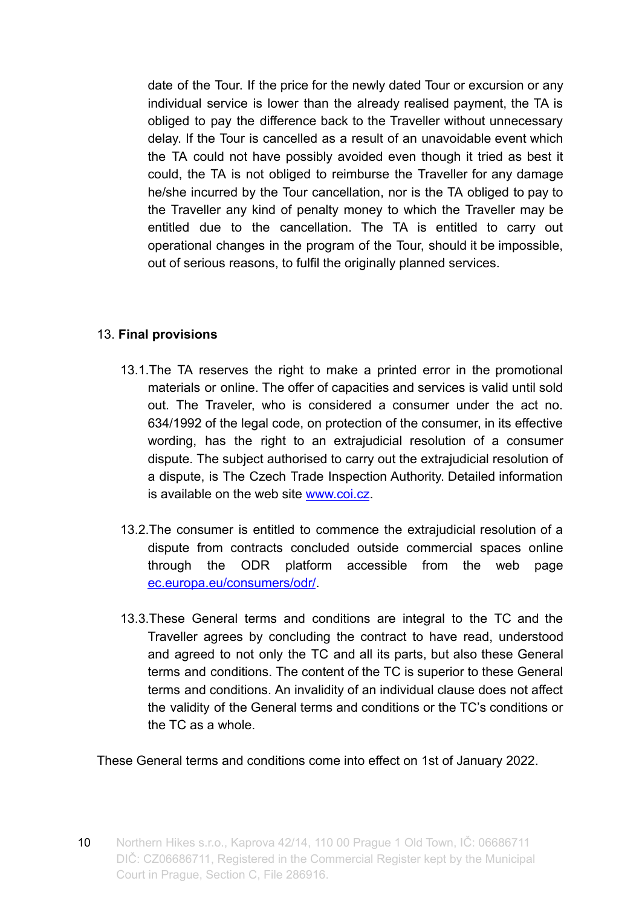date of the Tour. If the price for the newly dated Tour or excursion or any individual service is lower than the already realised payment, the TA is obliged to pay the difference back to the Traveller without unnecessary delay. If the Tour is cancelled as a result of an unavoidable event which the TA could not have possibly avoided even though it tried as best it could, the TA is not obliged to reimburse the Traveller for any damage he/she incurred by the Tour cancellation, nor is the TA obliged to pay to the Traveller any kind of penalty money to which the Traveller may be entitled due to the cancellation. The TA is entitled to carry out operational changes in the program of the Tour, should it be impossible, out of serious reasons, to fulfil the originally planned services.

## 13. **Final provisions**

13.1. The TA reserves the right to make a printed error in the promotional materials or online. The offer of capacities and services is valid until sold out. The Traveler, who is considered a consumer under the act no. 634/1992 of the legal code, on protection of the consumer, in its effective wording, has the right to an extrajudicial resolution of a consumer dispute. The subject authorised to carry out the extrajudicial resolution of a dispute, is The Czech Trade Inspection Authority. Detailed information is available on the web site [www.coi.cz](http://www.coi.cz).

13.2. The consumer is entitled to commence the extrajudicial resolution of a dispute from contracts concluded outside commercial spaces online through the ODR platform accessible from the web page [ec.europa.eu/consumers/odr/](https://ec.europa.eu/consumers/odr/).

13.3. These General terms and conditions are integral to the TC and the Traveller agrees by concluding the contract to have read, understood and agreed to not only the TC and all its parts, but also these General terms and conditions. The content of the TC is superior to these General terms and conditions. An invalidity of an individual clause does not affect the validity of the General terms and conditions or the TC's conditions or the TC as a whole.

These General terms and conditions come into effect on 1st of January 2022.